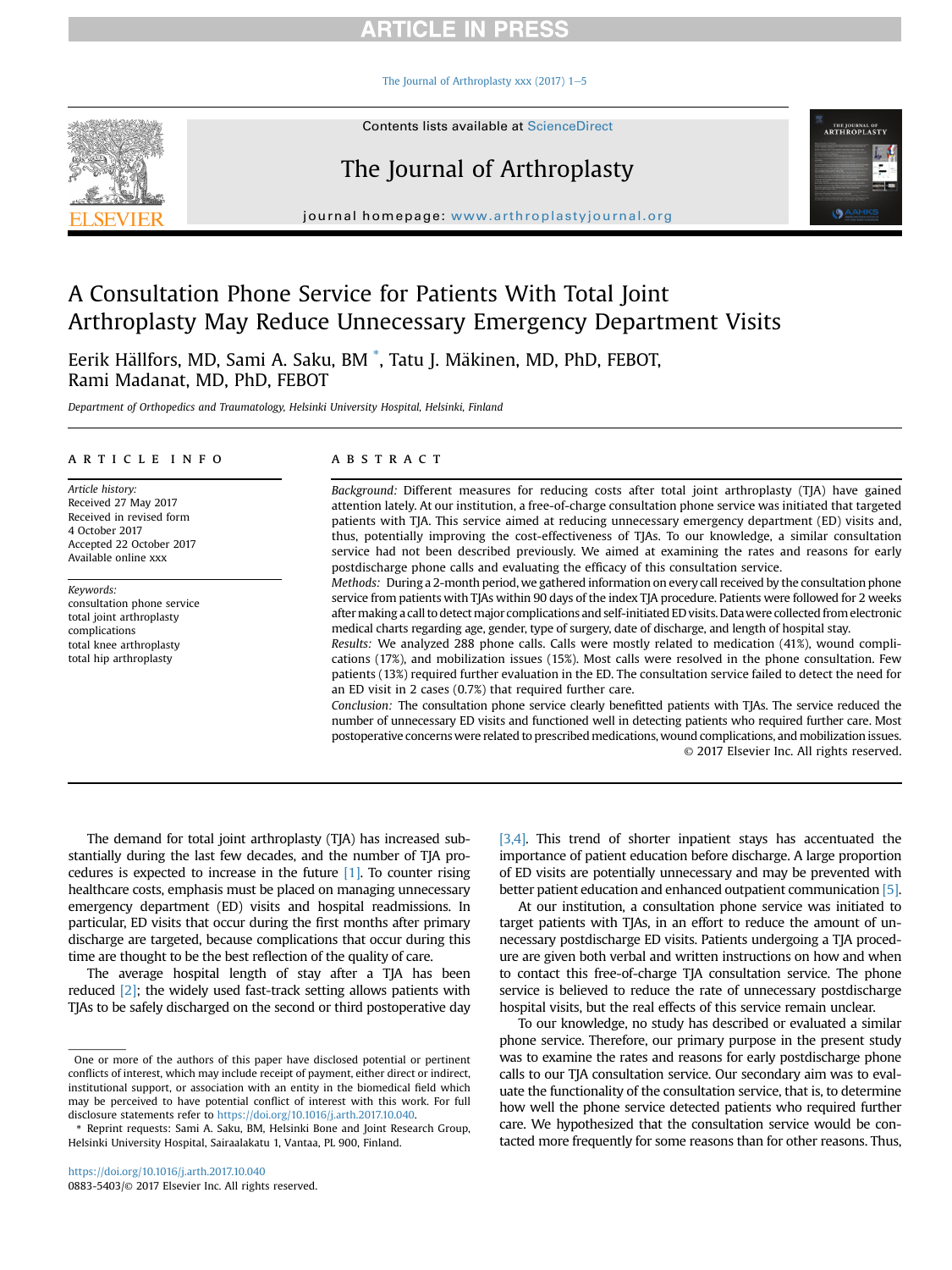# A Consultation Phone Service for Patients With Total Joint Arthroplasty May Reduce Unnecessary Emergency Department Visits

Eerik Hällfors, MD, Sami A. Saku, BM *, Tatu J. Mäkinen, MD, PhD, FEBOT, Rami Madanat, MD, PhD, FEBOT

*Department of Orthopedics and Traumatology, Helsinki University Hospital, Helsinki, Finland*

## ARTICLE INFO

*Article history:*
Received 27 May 2017
Received in revised form 4 October 2017
Accepted 22 October 2017
Available online xxx

*Keywords:*
consultation phone service
total joint arthroplasty
complications
total knee arthroplasty
total hip arthroplasty

## ABSTRACT

*Background:* Different measures for reducing costs after total joint arthroplasty (TJA) have gained attention lately. At our institution, a free-of-charge consultation phone service was initiated that targeted patients with TJA. This service aimed at reducing unnecessary emergency department (ED) visits and, thus, potentially improving the cost-effectiveness of TJAs. To our knowledge, a similar consultation service had not been described previously. We aimed at examining the rates and reasons for early postdischarge phone calls and evaluating the efficacy of this consultation service.

*Methods:* During a 2-month period, we gathered information on every call received by the consultation phone service from patients with TJAs within 90 days of the index TJA procedure. Patients were followed for 2 weeks after making a call to detect major complications and self-initiated ED visits. Data were collected from electronic medical charts regarding age, gender, type of surgery, date of discharge, and length of hospital stay.

*Results:* We analyzed 288 phone calls. Calls were mostly related to medication (41%), wound complications (17%), and mobilization issues (15%). Most calls were resolved in the phone consultation. Few patients (13%) required further evaluation in the ED. The consultation service failed to detect the need for an ED visit in 2 cases (0.7%) that required further care.

*Conclusion:* The consultation phone service clearly benefitted patients with TJAs. The service reduced the number of unnecessary ED visits and functioned well in detecting patients who required further care. Most postoperative concerns were related to prescribed medications, wound complications, and mobilization issues.

© 2017 Elsevier Inc. All rights reserved.

The demand for total joint arthroplasty (TJA) has increased substantially during the last few decades, and the number of TJA procedures is expected to increase in the future [1]. To counter rising healthcare costs, emphasis must be placed on managing unnecessary emergency department (ED) visits and hospital readmissions. In particular, ED visits that occur during the first months after primary discharge are targeted, because complications that occur during this time are thought to be the best reflection of the quality of care.

The average hospital length of stay after a TJA has been reduced [2]; the widely used fast-track setting allows patients with TJAs to be safely discharged on the second or third postoperative day [3,4]. This trend of shorter inpatient stays has accentuated the importance of patient education before discharge. A large proportion of ED visits are potentially unnecessary and may be prevented with better patient education and enhanced outpatient communication [5].

At our institution, a consultation phone service was initiated to target patients with TJAs, in an effort to reduce the amount of unnecessary postdischarge ED visits. Patients undergoing a TJA procedure are given both verbal and written instructions on how and when to contact this free-of-charge TJA consultation service. The phone service is believed to reduce the rate of unnecessary postdischarge hospital visits, but the real effects of this service remain unclear.

To our knowledge, no study has described or evaluated a similar phone service. Therefore, our primary purpose in the present study was to examine the rates and reasons for early postdischarge phone calls to our TJA consultation service. Our secondary aim was to evaluate the functionality of the consultation service, that is, to determine how well the phone service detected patients who required further care. We hypothesized that the consultation service would be contacted more frequently for some reasons than for other reasons. Thus,

One or more of the authors of this paper have disclosed potential or pertinent conflicts of interest, which may include receipt of payment, either direct or indirect, institutional support, or association with an entity in the biomedical field which may be perceived to have potential conflict of interest with this work. For full disclosure statements refer to https://doi.org/10.1016/j.arth.2017.10.040.

* Reprint requests: Sami A. Saku, BM, Helsinki Bone and Joint Research Group, Helsinki University Hospital, Sairaalakatu 1, Vantaa, PL 900, Finland.

https://doi.org/10.1016/j.arth.2017.10.040
0883-5403/© 2017 Elsevier Inc. All rights reserved.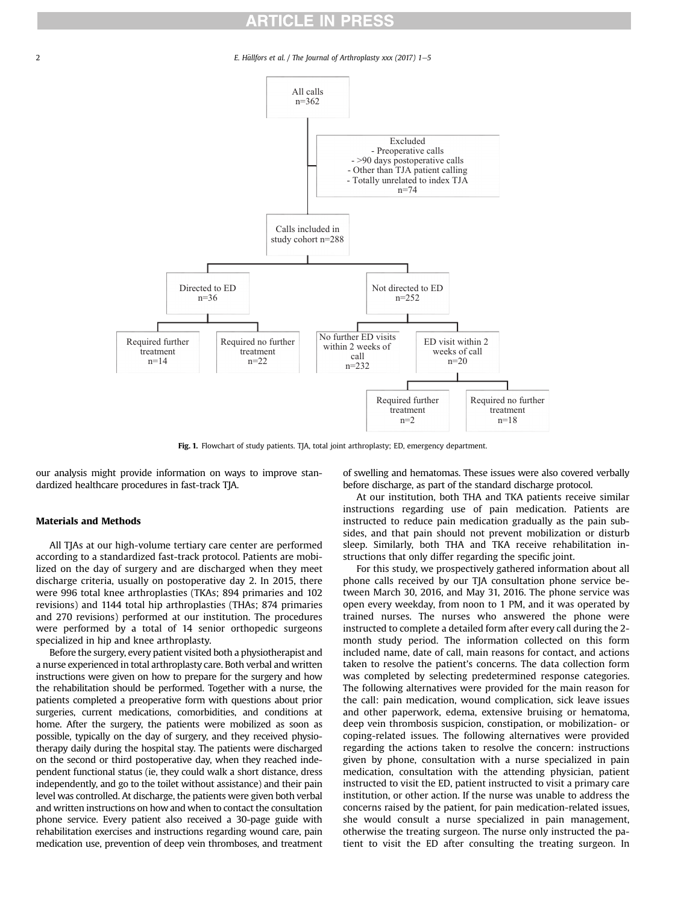All calls
n=362

Excluded
- Preoperative calls
- >90 days postoperative calls
- Other than TJA patient calling
- Totally unrelated to index TJA
n=74

Calls included in study cohort n=288

Directed to ED
n=36

Not directed to ED
n=252

Required further treatment
n=14

Required no further treatment
n=22

No further ED visits within 2 weeks of call
n=232

ED visit within 2 weeks of call
n=20

Required further treatment
n=2

Required no further treatment
n=18

**Fig. 1.** Flowchart of study patients. TJA, total joint arthroplasty; ED, emergency department.

our analysis might provide information on ways to improve standardized healthcare procedures in fast-track TJA.

## Materials and Methods

All TJAs at our high-volume tertiary care center are performed according to a standardized fast-track protocol. Patients are mobilized on the day of surgery and are discharged when they meet discharge criteria, usually on postoperative day 2. In 2015, there were 996 total knee arthroplasties (TKAs; 894 primaries and 102 revisions) and 1144 total hip arthroplasties (THAs; 874 primaries and 270 revisions) performed at our institution. The procedures were performed by a total of 14 senior orthopedic surgeons specialized in hip and knee arthroplasty.

Before the surgery, every patient visited both a physiotherapist and a nurse experienced in total arthroplasty care. Both verbal and written instructions were given on how to prepare for the surgery and how the rehabilitation should be performed. Together with a nurse, the patients completed a preoperative form with questions about prior surgeries, current medications, comorbidities, and conditions at home. After the surgery, the patients were mobilized as soon as possible, typically on the day of surgery, and they received physiotherapy daily during the hospital stay. The patients were discharged on the second or third postoperative day, when they reached independent functional status (ie, they could walk a short distance, dress independently, and go to the toilet without assistance) and their pain level was controlled. At discharge, the patients were given both verbal and written instructions on how and when to contact the consultation phone service. Every patient also received a 30-page guide with rehabilitation exercises and instructions regarding wound care, pain medication use, prevention of deep vein thromboses, and treatment of swelling and hematomas. These issues were also covered verbally before discharge, as part of the standard discharge protocol.

At our institution, both THA and TKA patients receive similar instructions regarding use of pain medication. Patients are instructed to reduce pain medication gradually as the pain subsides, and that pain should not prevent mobilization or disturb sleep. Similarly, both THA and TKA receive rehabilitation instructions that only differ regarding the specific joint.

For this study, we prospectively gathered information about all phone calls received by our TJA consultation phone service between March 30, 2016, and May 31, 2016. The phone service was open every weekday, from noon to 1 PM, and it was operated by trained nurses. The nurses who answered the phone were instructed to complete a detailed form after every call during the 2-month study period. The information collected on this form included name, date of call, main reasons for contact, and actions taken to resolve the patient's concerns. The data collection form was completed by selecting predetermined response categories. The following alternatives were provided for the main reason for the call: pain medication, wound complication, sick leave issues and other paperwork, edema, extensive bruising or hematoma, deep vein thrombosis suspicion, constipation, or mobilization- or coping-related issues. The following alternatives were provided regarding the actions taken to resolve the concern: instructions given by phone, consultation with a nurse specialized in pain medication, consultation with the attending physician, patient instructed to visit the ED, patient instructed to visit a primary care institution, or other action. If the nurse was unable to address the concerns raised by the patient, for pain medication-related issues, she would consult a nurse specialized in pain management, otherwise the treating surgeon. The nurse only instructed the patient to visit the ED after consulting the treating surgeon. In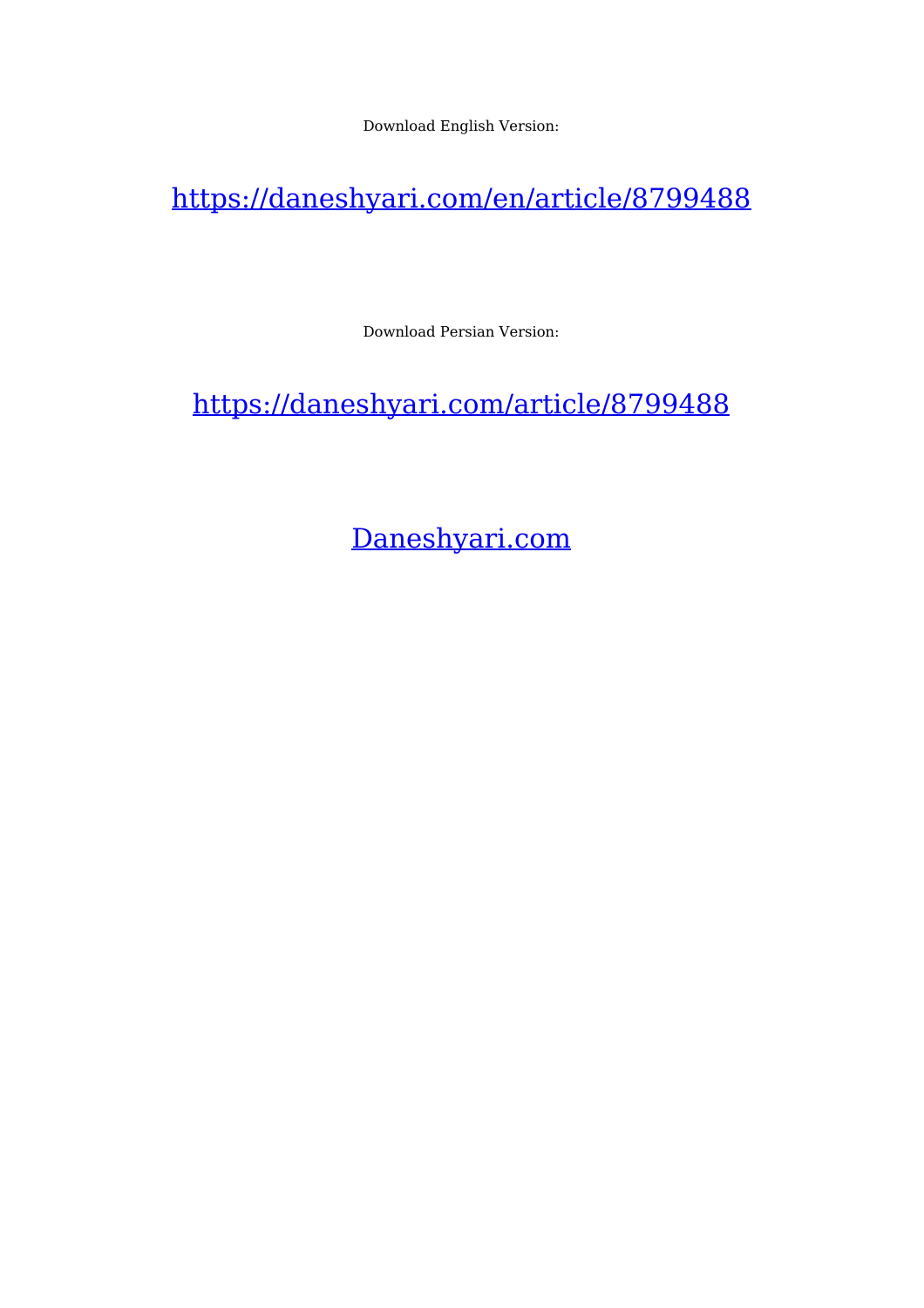Download English Version:

[https://daneshyari.com/en/article/8799488](https://daneshyari.com/en/article/8799488)

Download Persian Version:

[https://daneshyari.com/article/8799488](https://daneshyari.com/article/8799488)

[Daneshyari.com](https://daneshyari.com)